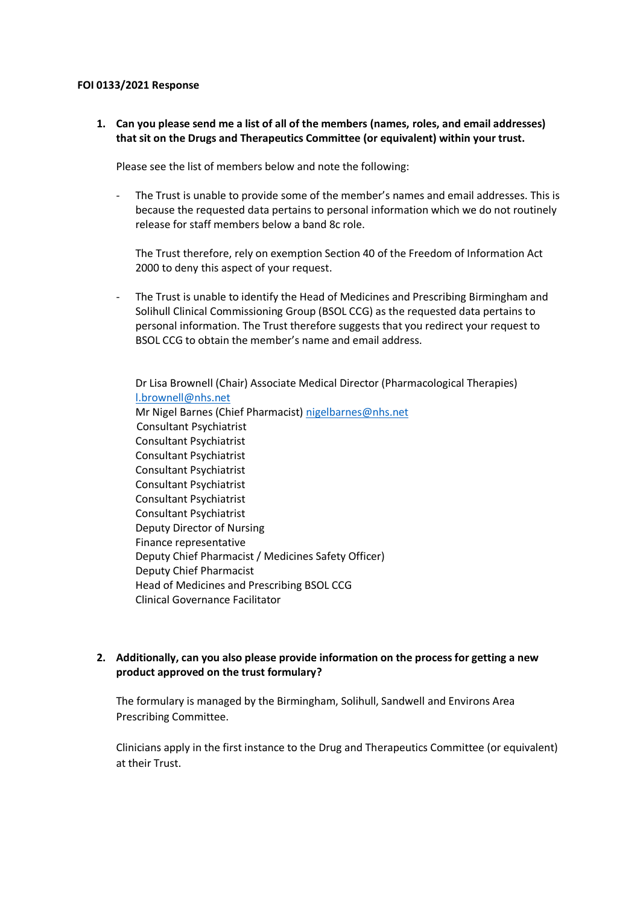**FOI 0133/2021 Response**

1. **Can you please send me a list of all of the members (names, roles, and email addresses) that sit on the Drugs and Therapeutics Committee (or equivalent) within your trust.**

   Please see the list of members below and note the following:

   - The Trust is unable to provide some of the member's names and email addresses. This is because the requested data pertains to personal information which we do not routinely release for staff members below a band 8c role.

     The Trust therefore, rely on exemption Section 40 of the Freedom of Information Act 2000 to deny this aspect of your request.

   - The Trust is unable to identify the Head of Medicines and Prescribing Birmingham and Solihull Clinical Commissioning Group (BSOL CCG) as the requested data pertains to personal information. The Trust therefore suggests that you redirect your request to BSOL CCG to obtain the member's name and email address.

     Dr Lisa Brownell (Chair) Associate Medical Director (Pharmacological Therapies) l.brownell@nhs.net
     Mr Nigel Barnes (Chief Pharmacist) nigelbarnes@nhs.net
     Consultant Psychiatrist
     Consultant Psychiatrist
     Consultant Psychiatrist
     Consultant Psychiatrist
     Consultant Psychiatrist
     Consultant Psychiatrist
     Consultant Psychiatrist
     Deputy Director of Nursing
     Finance representative
     Deputy Chief Pharmacist / Medicines Safety Officer)
     Deputy Chief Pharmacist
     Head of Medicines and Prescribing BSOL CCG
     Clinical Governance Facilitator

2. **Additionally, can you also please provide information on the process for getting a new product approved on the trust formulary?**

   The formulary is managed by the Birmingham, Solihull, Sandwell and Environs Area Prescribing Committee.

   Clinicians apply in the first instance to the Drug and Therapeutics Committee (or equivalent) at their Trust.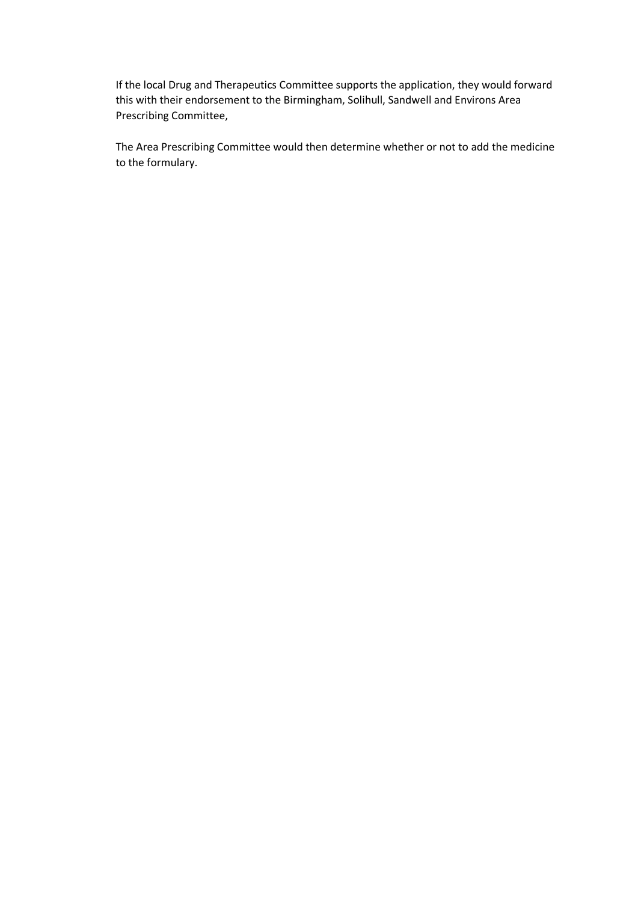If the local Drug and Therapeutics Committee supports the application, they would forward this with their endorsement to the Birmingham, Solihull, Sandwell and Environs Area Prescribing Committee,

The Area Prescribing Committee would then determine whether or not to add the medicine to the formulary.